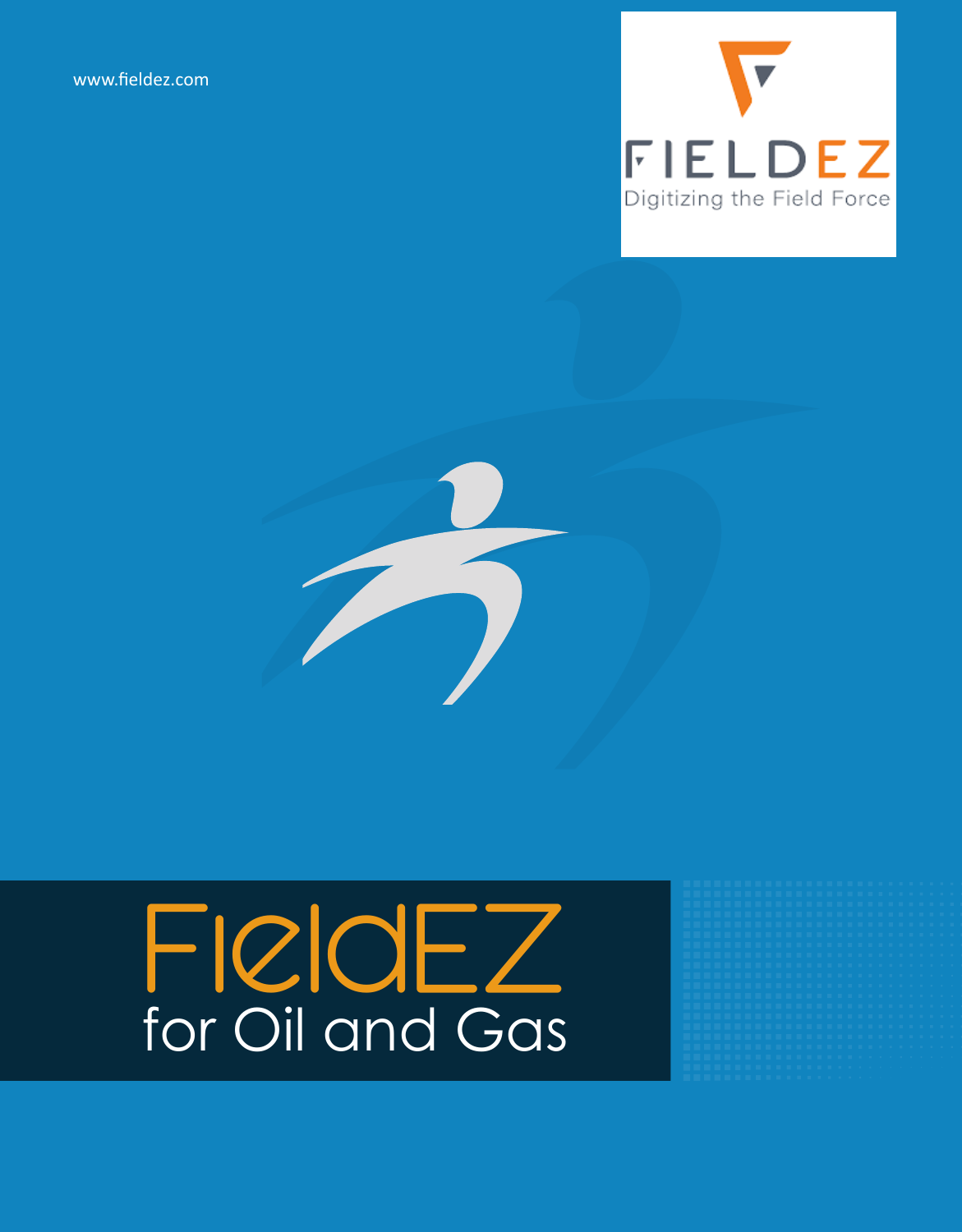www.fieldez.com

FIELDEZ

Digitizing the Field Force

# FieldEZ for Oil and Gas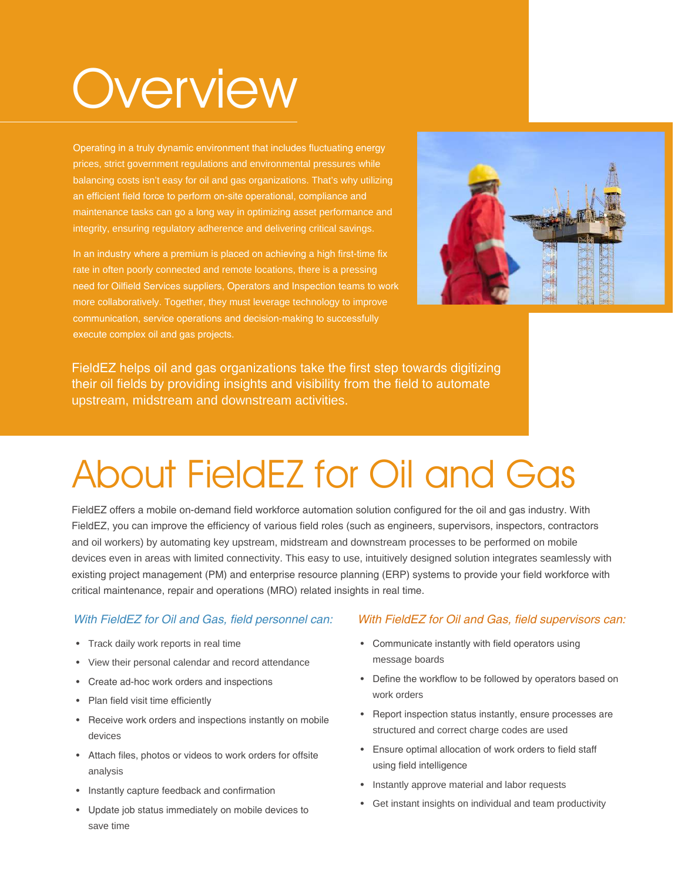# Overview

Operating in a truly dynamic environment that includes fluctuating energy prices, strict government regulations and environmental pressures while balancing costs isn't easy for oil and gas organizations. That's why utilizing an efficient field force to perform on-site operational, compliance and maintenance tasks can go a long way in optimizing asset performance and integrity, ensuring regulatory adherence and delivering critical savings.

In an industry where a premium is placed on achieving a high first-time fix rate in often poorly connected and remote locations, there is a pressing need for Oilfield Services suppliers, Operators and Inspection teams to work more collaboratively. Together, they must leverage technology to improve communication, service operations and decision-making to successfully execute complex oil and gas projects.

FieldEZ helps oil and gas organizations take the first step towards digitizing their oil fields by providing insights and visibility from the field to automate upstream, midstream and downstream activities.

# About FieldEZ for Oil and Gas

FieldEZ offers a mobile on-demand field workforce automation solution configured for the oil and gas industry. With FieldEZ, you can improve the efficiency of various field roles (such as engineers, supervisors, inspectors, contractors and oil workers) by automating key upstream, midstream and downstream processes to be performed on mobile devices even in areas with limited connectivity. This easy to use, intuitively designed solution integrates seamlessly with existing project management (PM) and enterprise resource planning (ERP) systems to provide your field workforce with critical maintenance, repair and operations (MRO) related insights in real time.

*With FieldEZ for Oil and Gas, field personnel can:*

- Track daily work reports in real time
- View their personal calendar and record attendance
- Create ad-hoc work orders and inspections
- Plan field visit time efficiently
- Receive work orders and inspections instantly on mobile devices
- Attach files, photos or videos to work orders for offsite analysis
- Instantly capture feedback and confirmation
- Update job status immediately on mobile devices to save time

*With FieldEZ for Oil and Gas, field supervisors can:*

- Communicate instantly with field operators using message boards
- Define the workflow to be followed by operators based on work orders
- Report inspection status instantly, ensure processes are structured and correct charge codes are used
- Ensure optimal allocation of work orders to field staff using field intelligence
- Instantly approve material and labor requests
- Get instant insights on individual and team productivity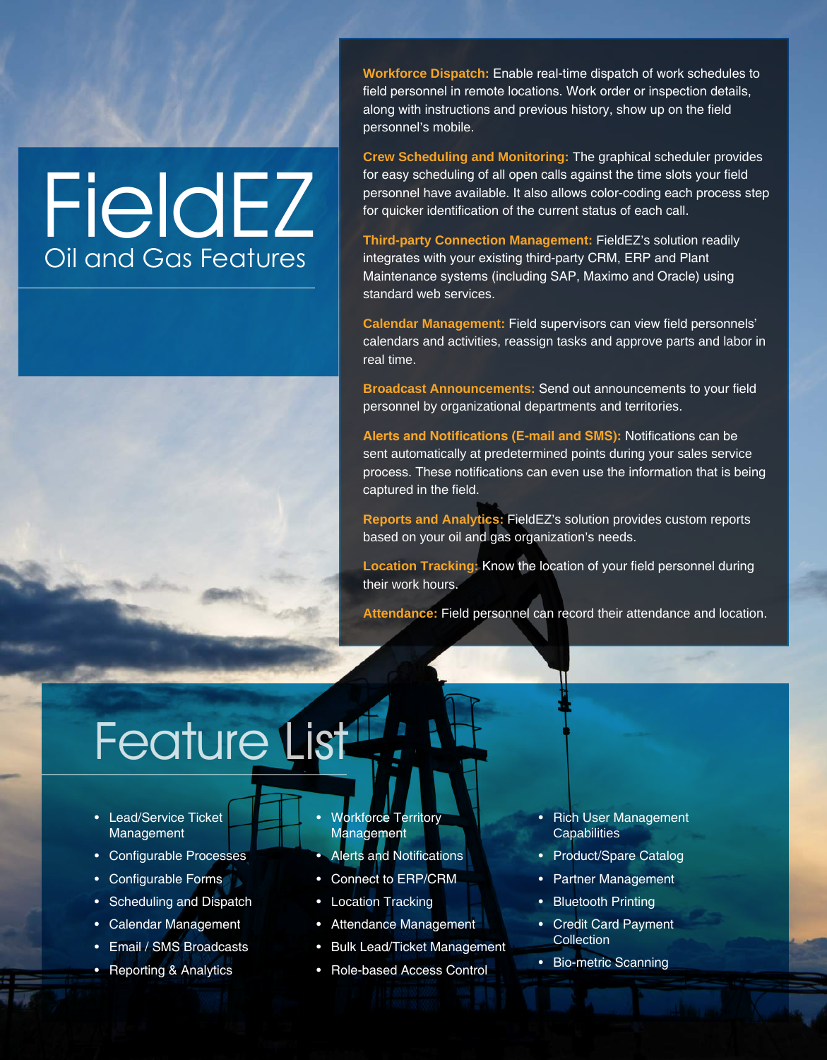# FieldEZ

## Oil and Gas Features

**Workforce Dispatch:** Enable real-time dispatch of work schedules to field personnel in remote locations. Work order or inspection details, along with instructions and previous history, show up on the field personnel's mobile.

**Crew Scheduling and Monitoring:** The graphical scheduler provides for easy scheduling of all open calls against the time slots your field personnel have available. It also allows color-coding each process step for quicker identification of the current status of each call.

**Third-party Connection Management:** FieldEZ's solution readily integrates with your existing third-party CRM, ERP and Plant Maintenance systems (including SAP, Maximo and Oracle) using standard web services.

**Calendar Management:** Field supervisors can view field personnels' calendars and activities, reassign tasks and approve parts and labor in real time.

**Broadcast Announcements:** Send out announcements to your field personnel by organizational departments and territories.

**Alerts and Notifications (E-mail and SMS):** Notifications can be sent automatically at predetermined points during your sales service process. These notifications can even use the information that is being captured in the field.

**Reports and Analytics:** FieldEZ's solution provides custom reports based on your oil and gas organization's needs.

**Location Tracking:** Know the location of your field personnel during their work hours.

**Attendance:** Field personnel can record their attendance and location.

# Feature List

- Lead/Service Ticket Management
- Configurable Processes
- Configurable Forms
- Scheduling and Dispatch
- Calendar Management
- Email / SMS Broadcasts
- Reporting & Analytics
- Workforce Territory Management
- Alerts and Notifications
- Connect to ERP/CRM
- Location Tracking
- Attendance Management
- Bulk Lead/Ticket Management
- Role-based Access Control
- Rich User Management Capabilities
- Product/Spare Catalog
- Partner Management
- Bluetooth Printing
- Credit Card Payment Collection
- Bio-metric Scanning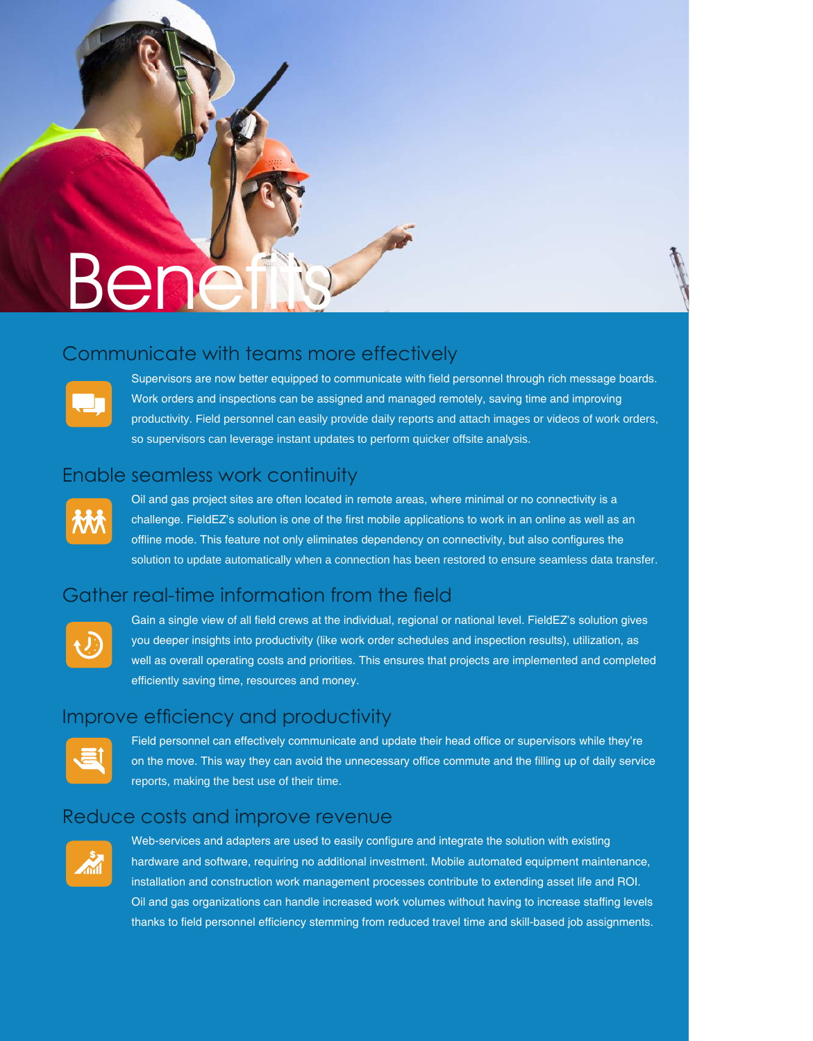# Benefits

## Communicate with teams more effectively

Supervisors are now better equipped to communicate with field personnel through rich message boards. Work orders and inspections can be assigned and managed remotely, saving time and improving productivity. Field personnel can easily provide daily reports and attach images or videos of work orders, so supervisors can leverage instant updates to perform quicker offsite analysis.

## Enable seamless work continuity

Oil and gas project sites are often located in remote areas, where minimal or no connectivity is a challenge. FieldEZ's solution is one of the first mobile applications to work in an online as well as an offline mode. This feature not only eliminates dependency on connectivity, but also configures the solution to update automatically when a connection has been restored to ensure seamless data transfer.

## Gather real-time information from the field

Gain a single view of all field crews at the individual, regional or national level. FieldEZ's solution gives you deeper insights into productivity (like work order schedules and inspection results), utilization, as well as overall operating costs and priorities. This ensures that projects are implemented and completed efficiently saving time, resources and money.

## Improve efficiency and productivity

Field personnel can effectively communicate and update their head office or supervisors while they're on the move. This way they can avoid the unnecessary office commute and the filling up of daily service reports, making the best use of their time.

## Reduce costs and improve revenue

Web-services and adapters are used to easily configure and integrate the solution with existing hardware and software, requiring no additional investment. Mobile automated equipment maintenance, installation and construction work management processes contribute to extending asset life and ROI. Oil and gas organizations can handle increased work volumes without having to increase staffing levels thanks to field personnel efficiency stemming from reduced travel time and skill-based job assignments.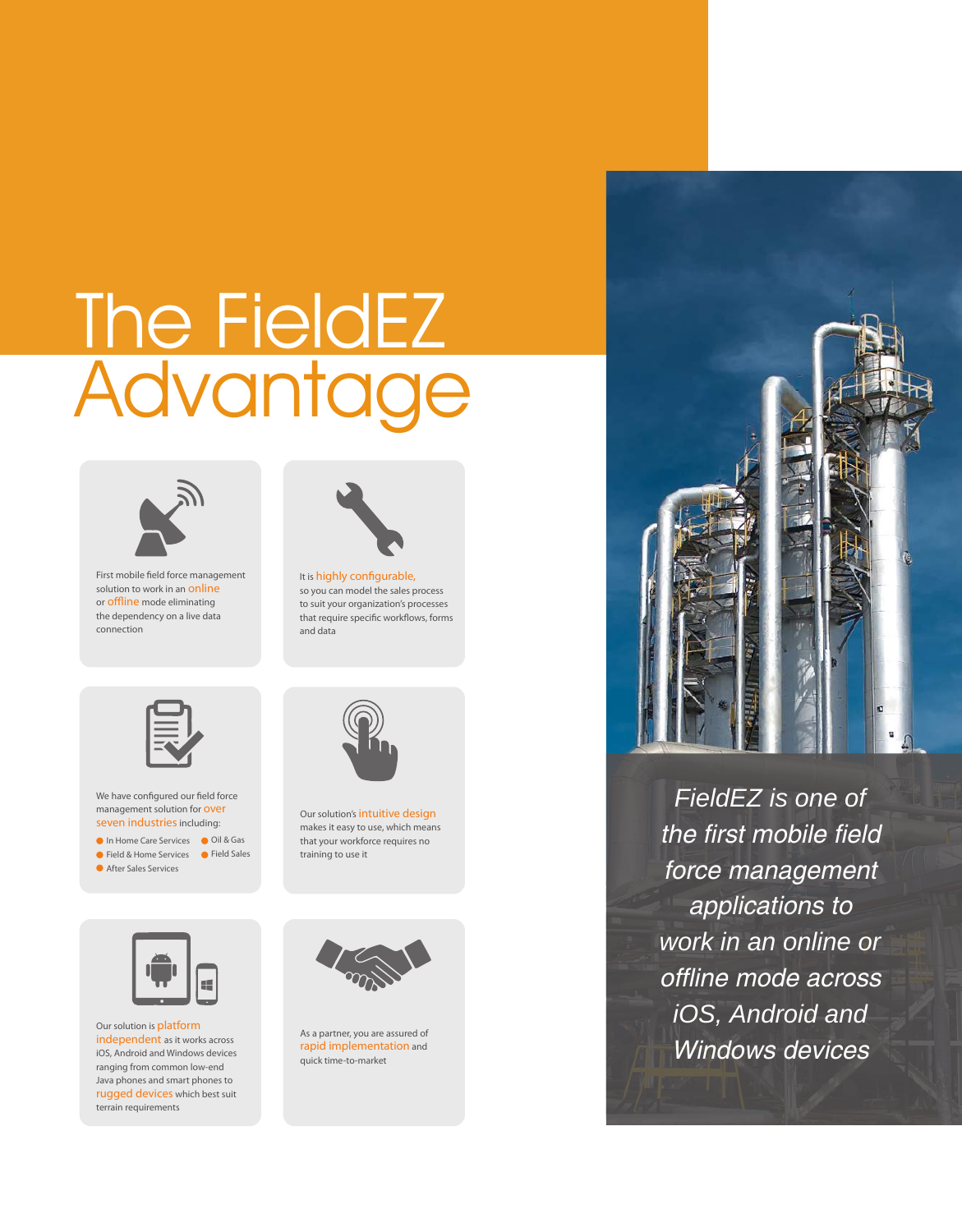# The FieldEZ Advantage

First mobile field force management solution to work in an online or offline mode eliminating the dependency on a live data connection

It is highly configurable, so you can model the sales process to suit your organization's processes that require specific workflows, forms and data

We have configured our field force management solution for over seven industries including:

- In Home Care Services
- Oil & Gas
- Field & Home Services
- Field Sales
- After Sales Services

Our solution's intuitive design makes it easy to use, which means that your workforce requires no training to use it

Our solution is platform independent as it works across iOS, Android and Windows devices ranging from common low-end Java phones and smart phones to rugged devices which best suit terrain requirements

As a partner, you are assured of rapid implementation and quick time-to-market

*FieldEZ is one of the first mobile field force management applications to work in an online or offline mode across iOS, Android and Windows devices*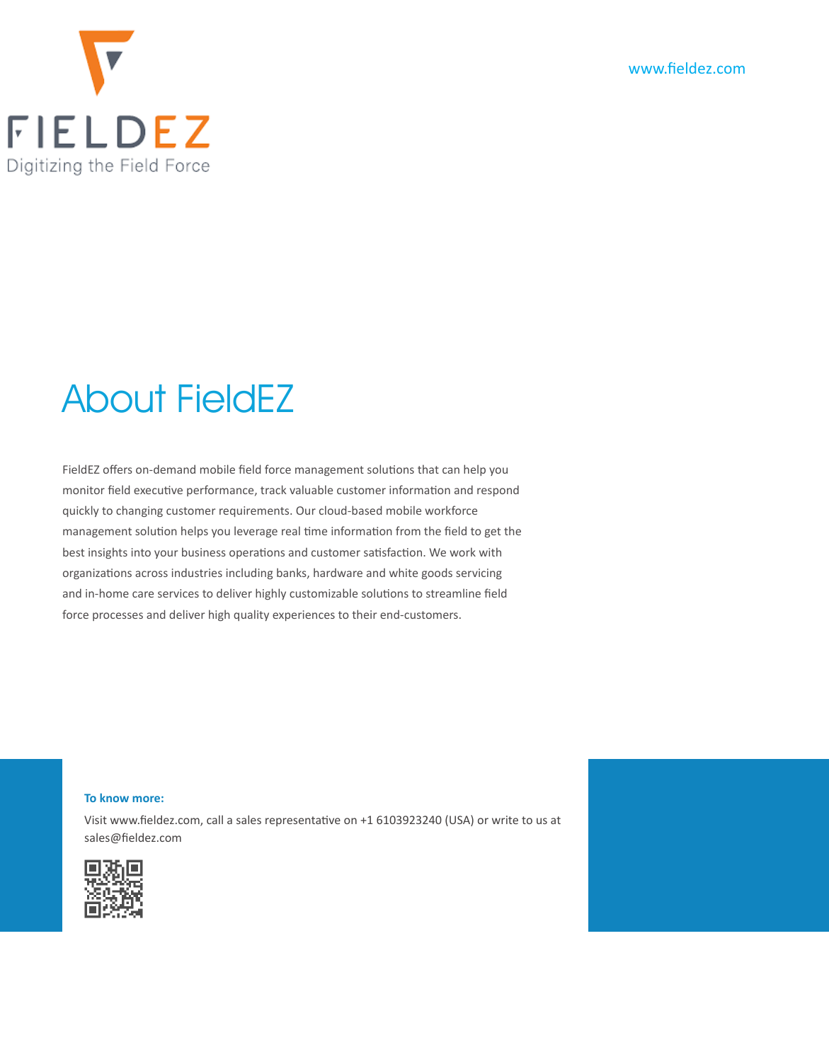FIELDEZ

Digitizing the Field Force

www.fieldez.com

# About FieldEZ

FieldEZ offers on-demand mobile field force management solutions that can help you monitor field executive performance, track valuable customer information and respond quickly to changing customer requirements. Our cloud-based mobile workforce management solution helps you leverage real time information from the field to get the best insights into your business operations and customer satisfaction. We work with organizations across industries including banks, hardware and white goods servicing and in-home care services to deliver highly customizable solutions to streamline field force processes and deliver high quality experiences to their end-customers.

**To know more:**

Visit www.fieldez.com, call a sales representative on +1 6103923240 (USA) or write to us at sales@fieldez.com